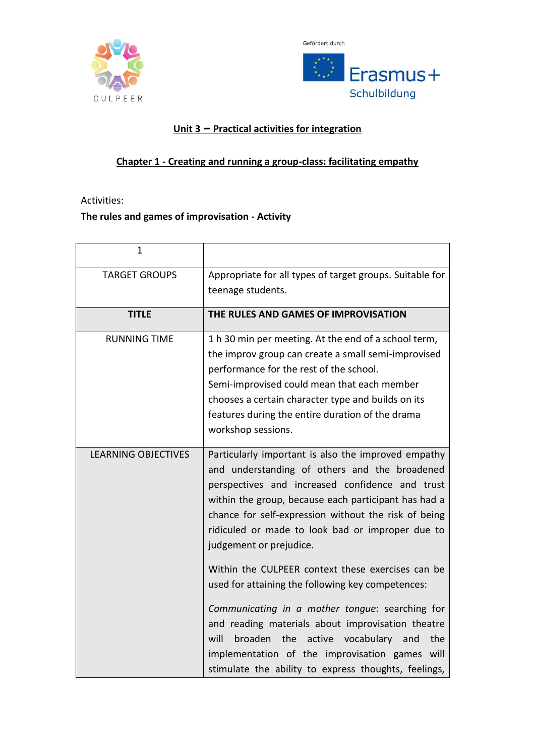CULPEER

Gefördert durch

Erasmus+
Schulbildung

## Unit 3 – Practical activities for integration

### Chapter 1 - Creating and running a group-class: facilitating empathy

Activities:

**The rules and games of improvisation - Activity**

| 1 | |
|---|---|
| TARGET GROUPS | Appropriate for all types of target groups. Suitable for teenage students. |
| **TITLE** | **THE RULES AND GAMES OF IMPROVISATION** |
| RUNNING TIME | 1 h 30 min per meeting. At the end of a school term, the improv group can create a small semi-improvised performance for the rest of the school. Semi-improvised could mean that each member chooses a certain character type and builds on its features during the entire duration of the drama workshop sessions. |
| LEARNING OBJECTIVES | Particularly important is also the improved empathy and understanding of others and the broadened perspectives and increased confidence and trust within the group, because each participant has had a chance for self-expression without the risk of being ridiculed or made to look bad or improper due to judgement or prejudice.<br><br>Within the CULPEER context these exercises can be used for attaining the following key competences:<br><br>*Communicating in a mother tongue*: searching for and reading materials about improvisation theatre will broaden the active vocabulary and the implementation of the improvisation games will stimulate the ability to express thoughts, feelings, |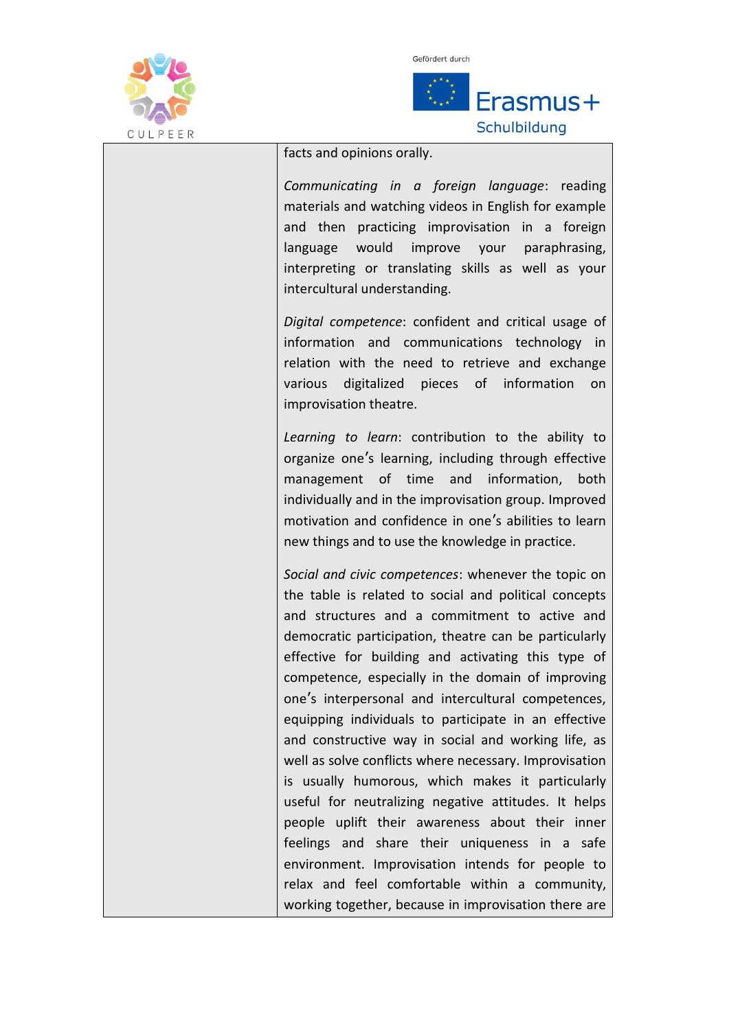| | |
|---|---|
| | facts and opinions orally.<br><br>*Communicating in a foreign language*: reading materials and watching videos in English for example and then practicing improvisation in a foreign language would improve your paraphrasing, interpreting or translating skills as well as your intercultural understanding.<br><br>*Digital competence*: confident and critical usage of information and communications technology in relation with the need to retrieve and exchange various digitalized pieces of information on improvisation theatre.<br><br>*Learning to learn*: contribution to the ability to organize one's learning, including through effective management of time and information, both individually and in the improvisation group. Improved motivation and confidence in one's abilities to learn new things and to use the knowledge in practice.<br><br>*Social and civic competences*: whenever the topic on the table is related to social and political concepts and structures and a commitment to active and democratic participation, theatre can be particularly effective for building and activating this type of competence, especially in the domain of improving one's interpersonal and intercultural competences, equipping individuals to participate in an effective and constructive way in social and working life, as well as solve conflicts where necessary. Improvisation is usually humorous, which makes it particularly useful for neutralizing negative attitudes. It helps people uplift their awareness about their inner feelings and share their uniqueness in a safe environment. Improvisation intends for people to relax and feel comfortable within a community, working together, because in improvisation there are |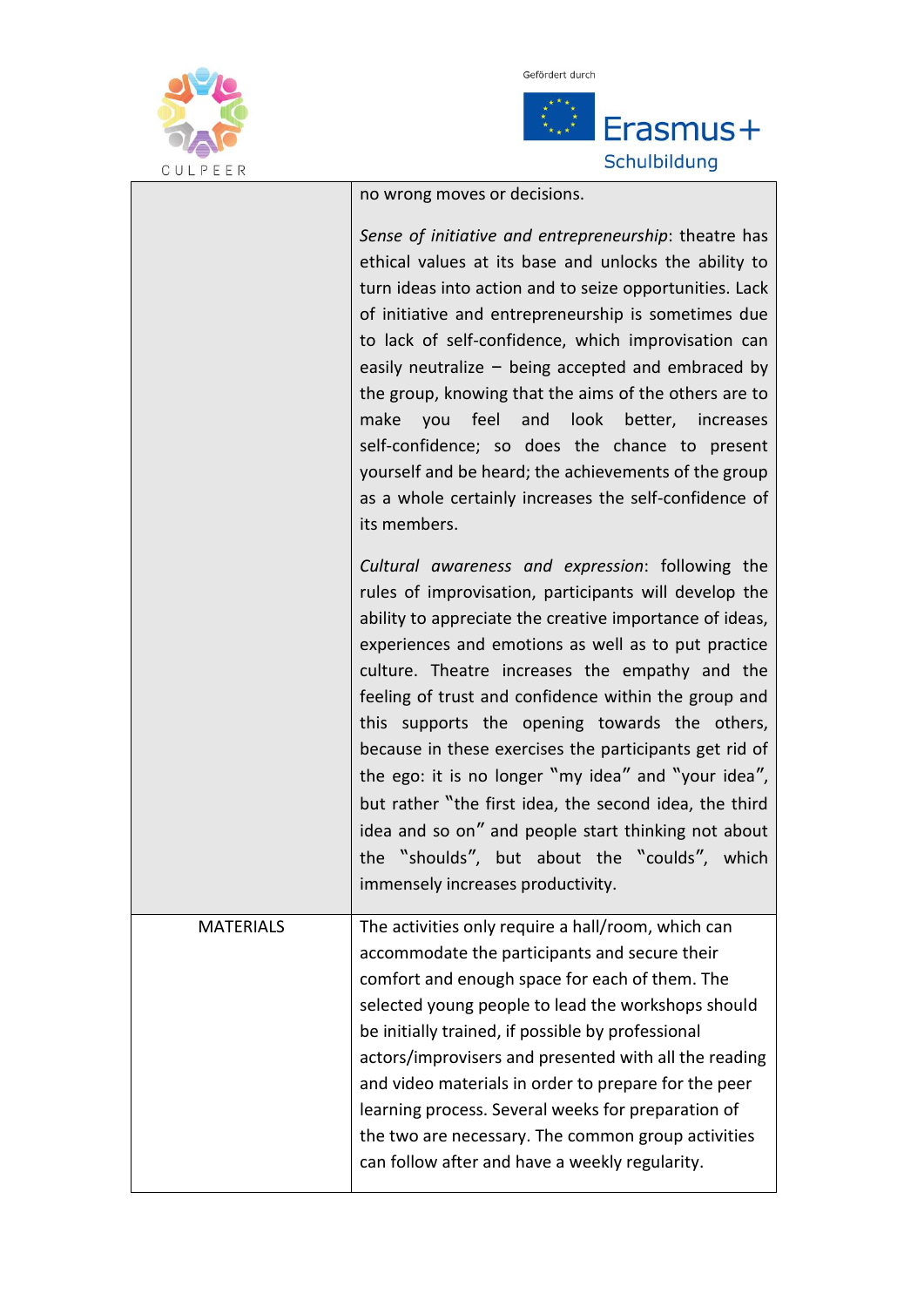| | |
|---|---|
| | no wrong moves or decisions.<br><br>*Sense of initiative and entrepreneurship*: theatre has ethical values at its base and unlocks the ability to turn ideas into action and to seize opportunities. Lack of initiative and entrepreneurship is sometimes due to lack of self-confidence, which improvisation can easily neutralize – being accepted and embraced by the group, knowing that the aims of the others are to make you feel and look better, increases self-confidence; so does the chance to present yourself and be heard; the achievements of the group as a whole certainly increases the self-confidence of its members.<br><br>*Cultural awareness and expression*: following the rules of improvisation, participants will develop the ability to appreciate the creative importance of ideas, experiences and emotions as well as to put practice culture. Theatre increases the empathy and the feeling of trust and confidence within the group and this supports the opening towards the others, because in these exercises the participants get rid of the ego: it is no longer "my idea" and "your idea", but rather "the first idea, the second idea, the third idea and so on" and people start thinking not about the "shoulds", but about the "coulds", which immensely increases productivity. |
| MATERIALS | The activities only require a hall/room, which can accommodate the participants and secure their comfort and enough space for each of them. The selected young people to lead the workshops should be initially trained, if possible by professional actors/improvisers and presented with all the reading and video materials in order to prepare for the peer learning process. Several weeks for preparation of the two are necessary. The common group activities can follow after and have a weekly regularity. |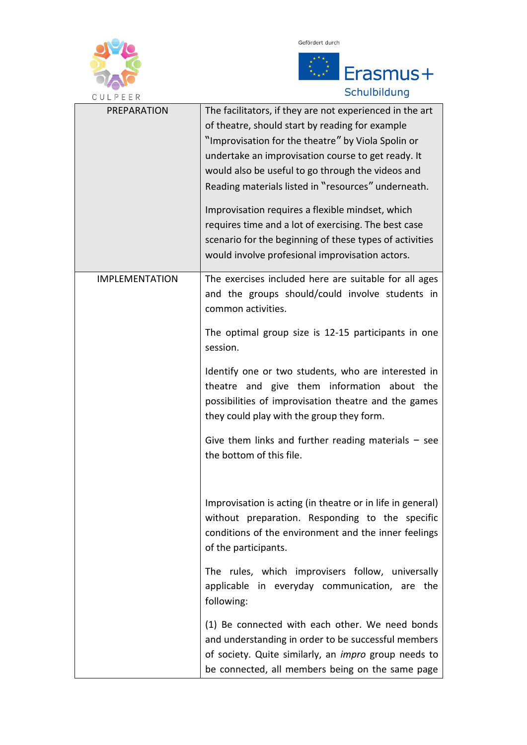| | |
|---|---|
| PREPARATION | The facilitators, if they are not experienced in the art of theatre, should start by reading for example "Improvisation for the theatre" by Viola Spolin or undertake an improvisation course to get ready. It would also be useful to go through the videos and Reading materials listed in "resources" underneath.<br><br>Improvisation requires a flexible mindset, which requires time and a lot of exercising. The best case scenario for the beginning of these types of activities would involve profesional improvisation actors. |
| IMPLEMENTATION | The exercises included here are suitable for all ages and the groups should/could involve students in common activities.<br><br>The optimal group size is 12-15 participants in one session.<br><br>Identify one or two students, who are interested in theatre and give them information about the possibilities of improvisation theatre and the games they could play with the group they form.<br><br>Give them links and further reading materials – see the bottom of this file.<br><br>Improvisation is acting (in theatre or in life in general) without preparation. Responding to the specific conditions of the environment and the inner feelings of the participants.<br><br>The rules, which improvisers follow, universally applicable in everyday communication, are the following:<br><br>(1) Be connected with each other. We need bonds and understanding in order to be successful members of society. Quite similarly, an *impro* group needs to be connected, all members being on the same page |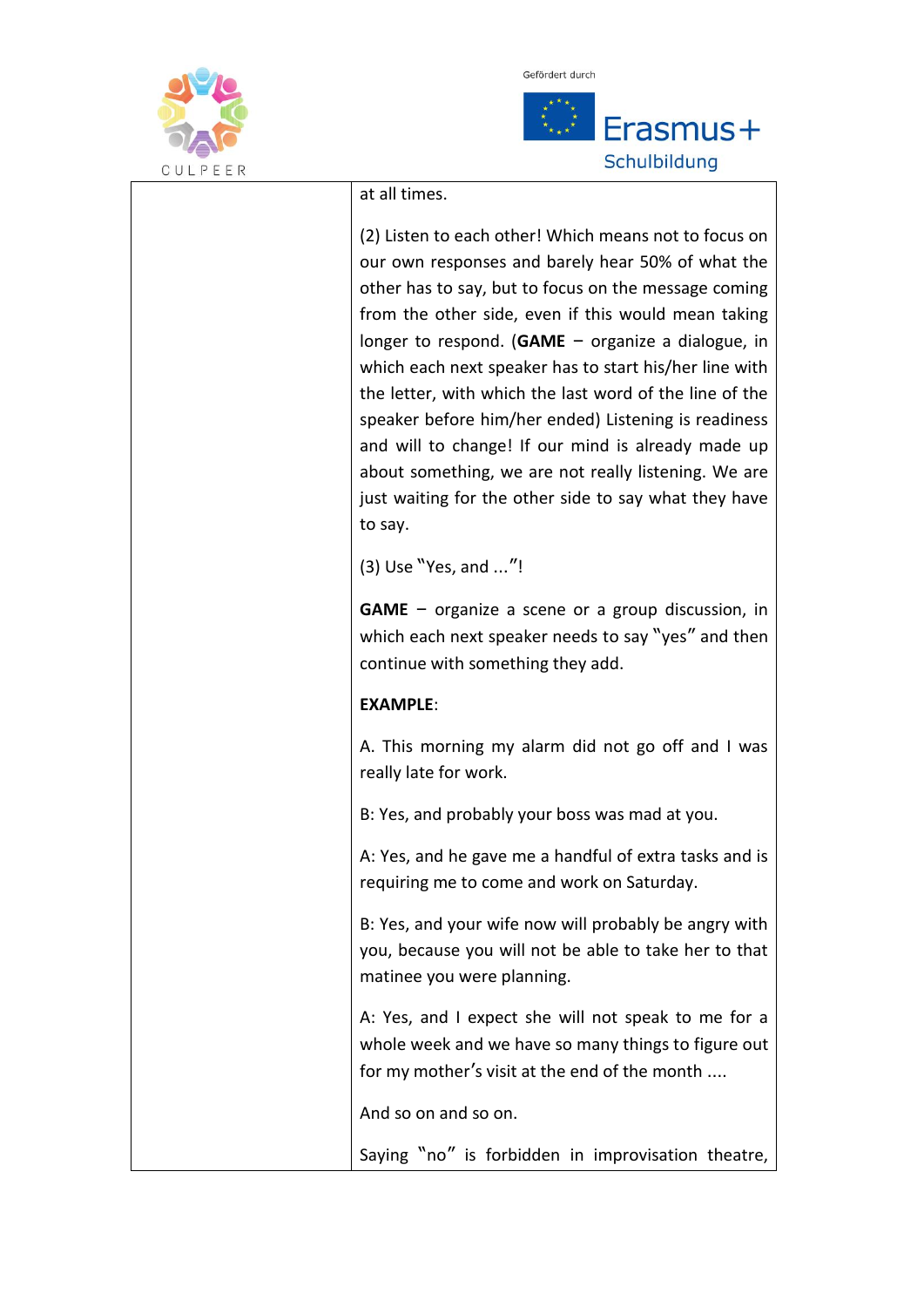| | |
|---|---|
| | at all times.<br><br>(2) Listen to each other! Which means not to focus on our own responses and barely hear 50% of what the other has to say, but to focus on the message coming from the other side, even if this would mean taking longer to respond. (**GAME** – organize a dialogue, in which each next speaker has to start his/her line with the letter, with which the last word of the line of the speaker before him/her ended) Listening is readiness and will to change! If our mind is already made up about something, we are not really listening. We are just waiting for the other side to say what they have to say.<br><br>(3) Use "Yes, and ..."!<br><br>**GAME** – organize a scene or a group discussion, in which each next speaker needs to say "yes" and then continue with something they add.<br><br>**EXAMPLE**:<br><br>A. This morning my alarm did not go off and I was really late for work.<br><br>B: Yes, and probably your boss was mad at you.<br><br>A: Yes, and he gave me a handful of extra tasks and is requiring me to come and work on Saturday.<br><br>B: Yes, and your wife now will probably be angry with you, because you will not be able to take her to that matinee you were planning.<br><br>A: Yes, and I expect she will not speak to me for a whole week and we have so many things to figure out for my mother's visit at the end of the month ....<br><br>And so on and so on.<br><br>Saying "no" is forbidden in improvisation theatre, |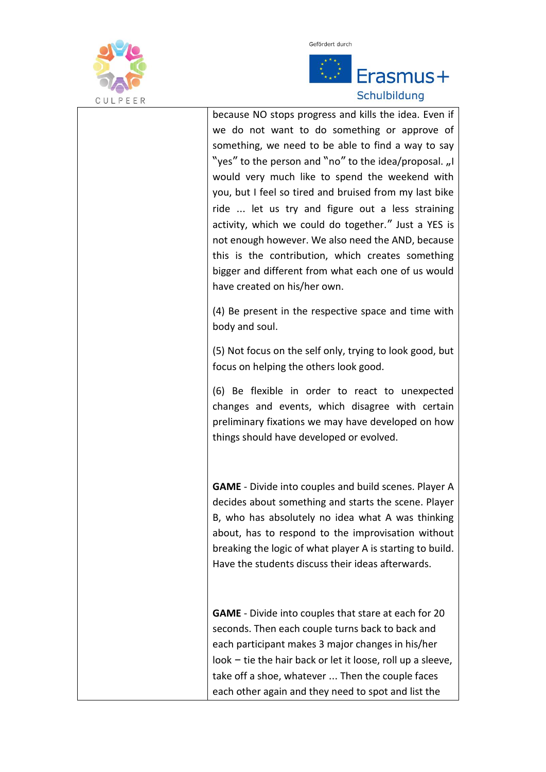| | |
|---|---|
| | because NO stops progress and kills the idea. Even if we do not want to do something or approve of something, we need to be able to find a way to say "yes" to the person and "no" to the idea/proposal. „I would very much like to spend the weekend with you, but I feel so tired and bruised from my last bike ride ... let us try and figure out a less straining activity, which we could do together." Just a YES is not enough however. We also need the AND, because this is the contribution, which creates something bigger and different from what each one of us would have created on his/her own.<br><br>(4) Be present in the respective space and time with body and soul.<br><br>(5) Not focus on the self only, trying to look good, but focus on helping the others look good.<br><br>(6) Be flexible in order to react to unexpected changes and events, which disagree with certain preliminary fixations we may have developed on how things should have developed or evolved.<br><br>**GAME** - Divide into couples and build scenes. Player A decides about something and starts the scene. Player B, who has absolutely no idea what A was thinking about, has to respond to the improvisation without breaking the logic of what player A is starting to build. Have the students discuss their ideas afterwards.<br><br>**GAME** - Divide into couples that stare at each for 20 seconds. Then each couple turns back to back and each participant makes 3 major changes in his/her look – tie the hair back or let it loose, roll up a sleeve, take off a shoe, whatever ... Then the couple faces each other again and they need to spot and list the |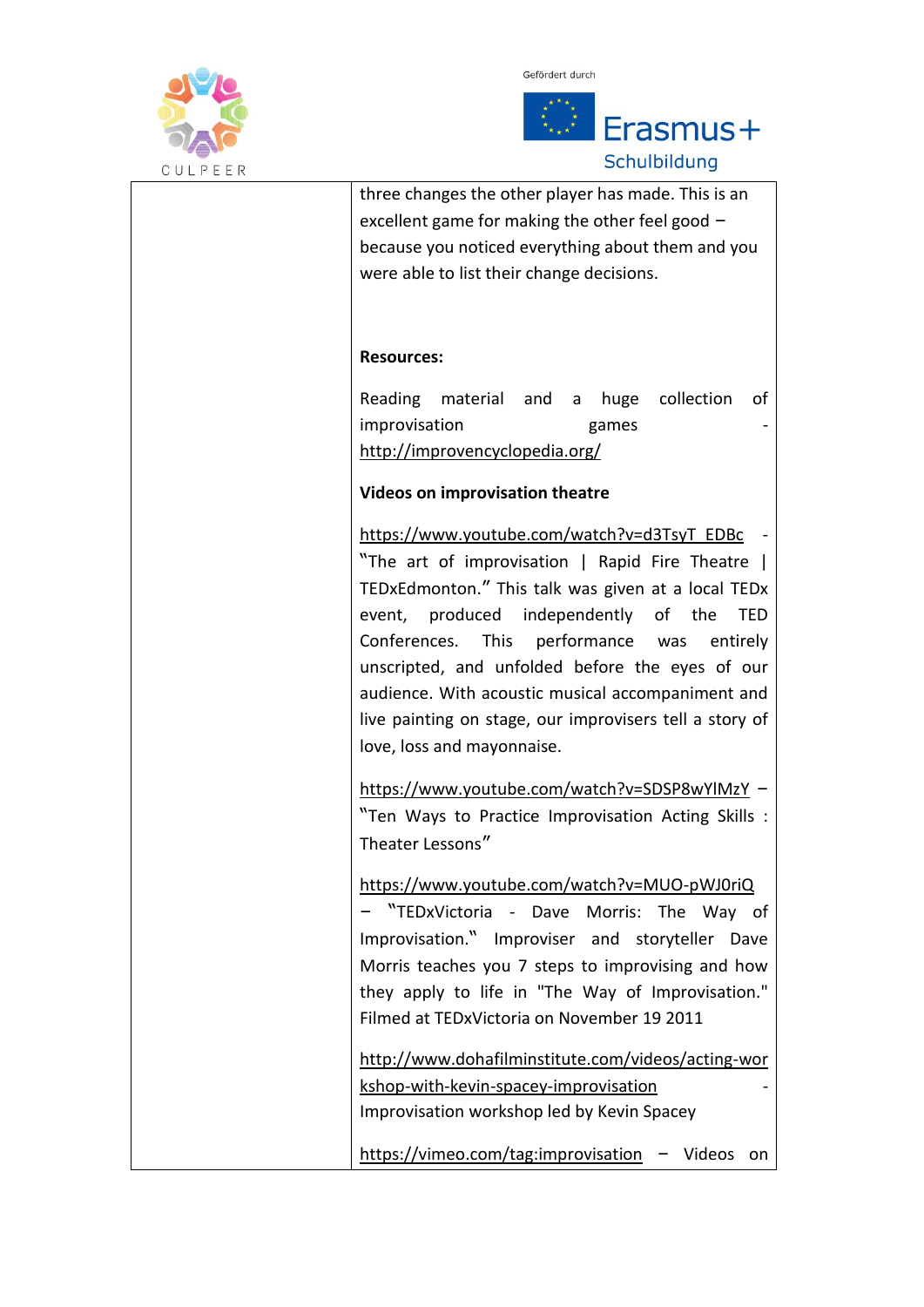| | three changes the other player has made. This is an excellent game for making the other feel good – because you noticed everything about them and you were able to list their change decisions.<br><br>**Resources:**<br><br>Reading material and a huge collection of improvisation games - http://improvencyclopedia.org/<br><br>**Videos on improvisation theatre**<br><br>https://www.youtube.com/watch?v=d3TsyT_EDBc - "The art of improvisation \| Rapid Fire Theatre \| TEDxEdmonton." This talk was given at a local TEDx event, produced independently of the TED Conferences. This performance was entirely unscripted, and unfolded before the eyes of our audience. With acoustic musical accompaniment and live painting on stage, our improvisers tell a story of love, loss and mayonnaise.<br><br>https://www.youtube.com/watch?v=SDSP8wYlMzY – "Ten Ways to Practice Improvisation Acting Skills : Theater Lessons"<br><br>https://www.youtube.com/watch?v=MUO-pWJ0riQ – "TEDxVictoria - Dave Morris: The Way of Improvisation." Improviser and storyteller Dave Morris teaches you 7 steps to improvising and how they apply to life in "The Way of Improvisation." Filmed at TEDxVictoria on November 19 2011<br><br>http://www.dohafilminstitute.com/videos/acting-workshop-with-kevin-spacey-improvisation - Improvisation workshop led by Kevin Spacey<br><br>https://vimeo.com/tag:improvisation – Videos on |
|---|---|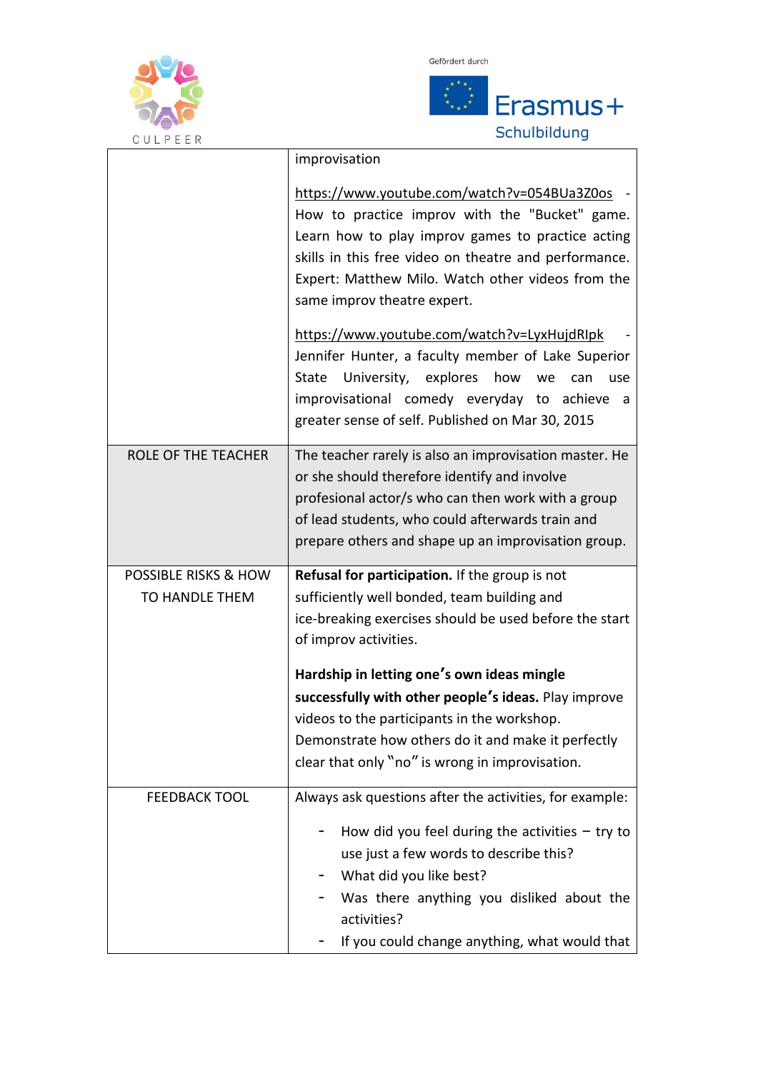| | |
|---|---|
| | improvisation<br><br>https://www.youtube.com/watch?v=054BUa3Z0os - How to practice improv with the "Bucket" game. Learn how to play improv games to practice acting skills in this free video on theatre and performance. Expert: Matthew Milo. Watch other videos from the same improv theatre expert.<br><br>https://www.youtube.com/watch?v=LyxHujdRIpk - Jennifer Hunter, a faculty member of Lake Superior State University, explores how we can use improvisational comedy everyday to achieve a greater sense of self. Published on Mar 30, 2015 |
| ROLE OF THE TEACHER | The teacher rarely is also an improvisation master. He or she should therefore identify and involve profesional actor/s who can then work with a group of lead students, who could afterwards train and prepare others and shape up an improvisation group. |
| POSSIBLE RISKS & HOW TO HANDLE THEM | **Refusal for participation.** If the group is not sufficiently well bonded, team building and ice-breaking exercises should be used before the start of improv activities.<br><br>**Hardship in letting one's own ideas mingle successfully with other people's ideas.** Play improve videos to the participants in the workshop. Demonstrate how others do it and make it perfectly clear that only "no" is wrong in improvisation. |
| FEEDBACK TOOL | Always ask questions after the activities, for example:<br><br>- How did you feel during the activities – try to use just a few words to describe this?<br>- What did you like best?<br>- Was there anything you disliked about the activities?<br>- If you could change anything, what would that |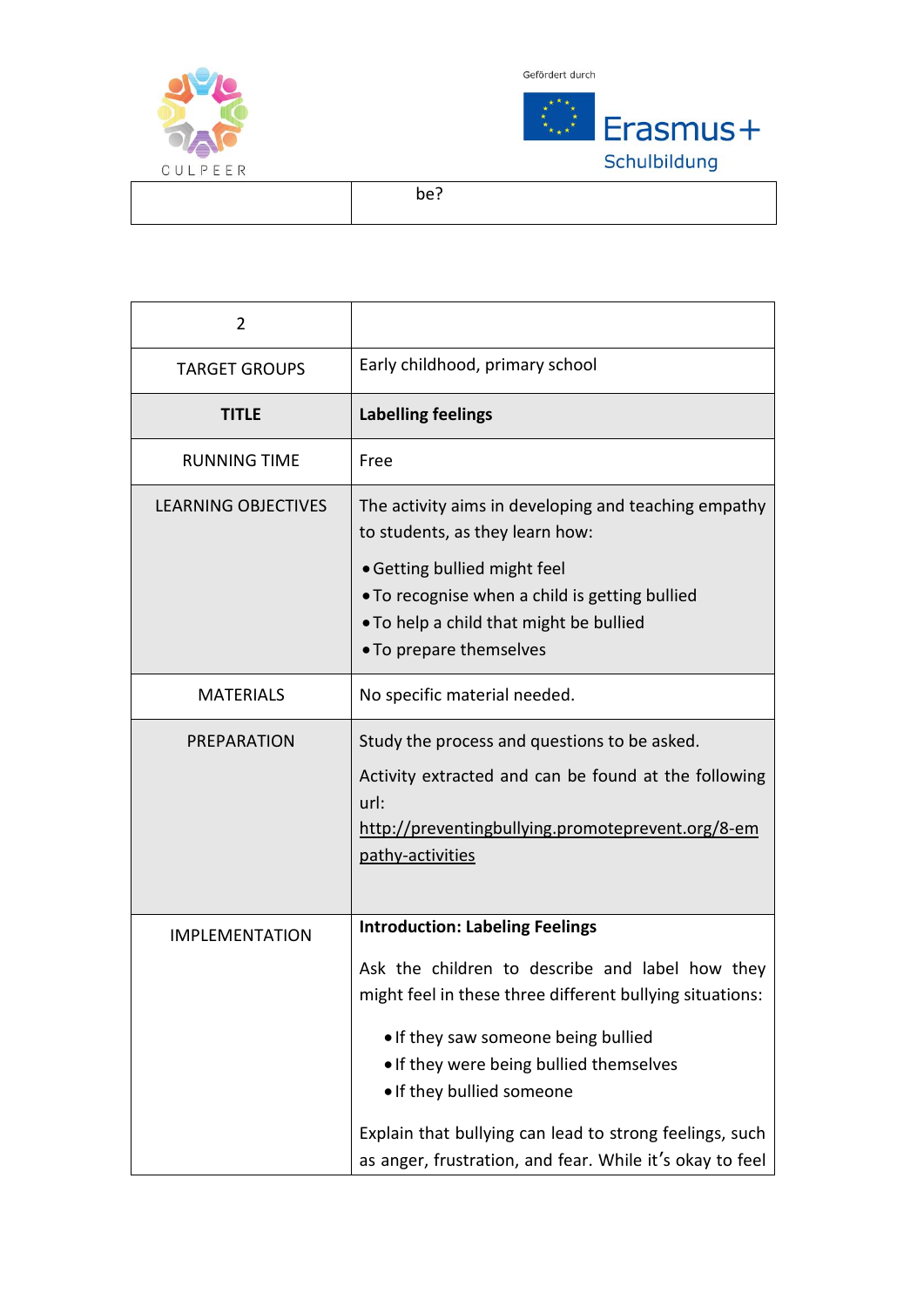| | be? |
|---|---|

| 2 | |
|---|---|
| TARGET GROUPS | Early childhood, primary school |
| **TITLE** | **Labelling feelings** |
| RUNNING TIME | Free |
| LEARNING OBJECTIVES | The activity aims in developing and teaching empathy to students, as they learn how:<br>• Getting bullied might feel<br>• To recognise when a child is getting bullied<br>• To help a child that might be bullied<br>• To prepare themselves |
| MATERIALS | No specific material needed. |
| PREPARATION | Study the process and questions to be asked.<br>Activity extracted and can be found at the following url: http://preventingbullying.promoteprevent.org/8-empathy-activities |
| IMPLEMENTATION | **Introduction: Labeling Feelings**<br>Ask the children to describe and label how they might feel in these three different bullying situations:<br>• If they saw someone being bullied<br>• If they were being bullied themselves<br>• If they bullied someone<br>Explain that bullying can lead to strong feelings, such as anger, frustration, and fear. While it's okay to feel |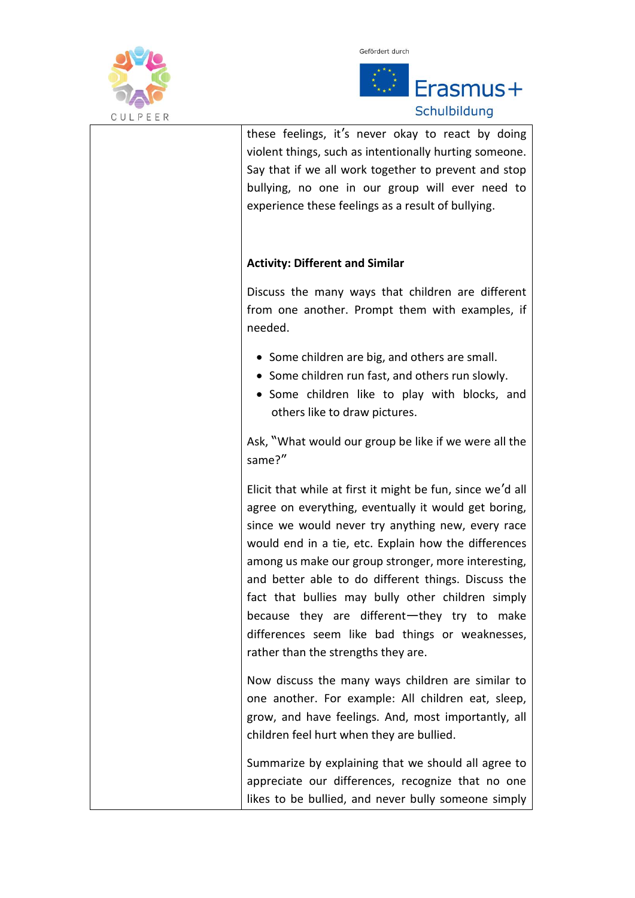| | |
|---|---|
| | these feelings, it's never okay to react by doing violent things, such as intentionally hurting someone. Say that if we all work together to prevent and stop bullying, no one in our group will ever need to experience these feelings as a result of bullying.<br><br>**Activity: Different and Similar**<br><br>Discuss the many ways that children are different from one another. Prompt them with examples, if needed.<br><br>• Some children are big, and others are small.<br>• Some children run fast, and others run slowly.<br>• Some children like to play with blocks, and others like to draw pictures.<br><br>Ask, "What would our group be like if we were all the same?"<br><br>Elicit that while at first it might be fun, since we'd all agree on everything, eventually it would get boring, since we would never try anything new, every race would end in a tie, etc. Explain how the differences among us make our group stronger, more interesting, and better able to do different things. Discuss the fact that bullies may bully other children simply because they are different—they try to make differences seem like bad things or weaknesses, rather than the strengths they are.<br><br>Now discuss the many ways children are similar to one another. For example: All children eat, sleep, grow, and have feelings. And, most importantly, all children feel hurt when they are bullied.<br><br>Summarize by explaining that we should all agree to appreciate our differences, recognize that no one likes to be bullied, and never bully someone simply |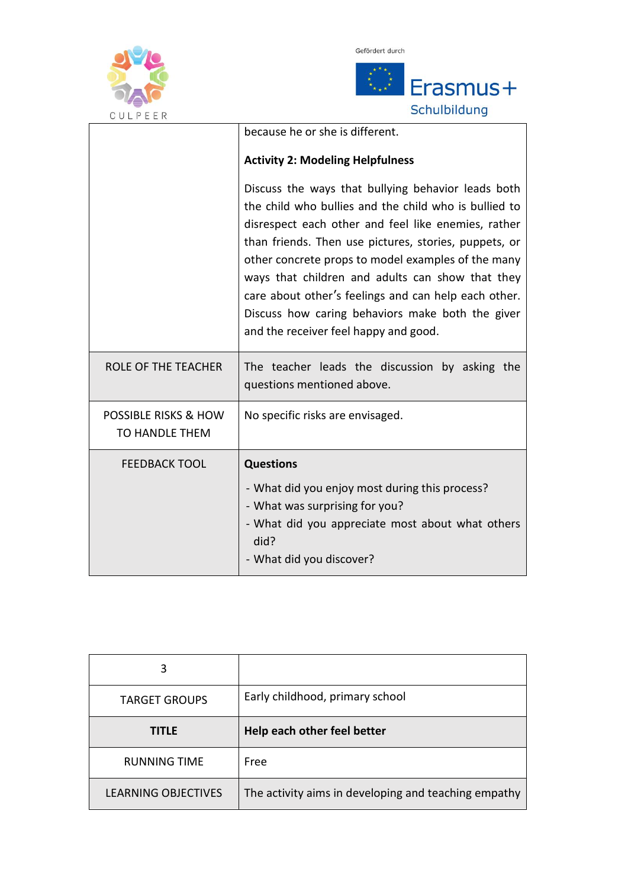| | |
|---|---|
| | because he or she is different.<br><br>**Activity 2: Modeling Helpfulness**<br><br>Discuss the ways that bullying behavior leads both the child who bullies and the child who is bullied to disrespect each other and feel like enemies, rather than friends. Then use pictures, stories, puppets, or other concrete props to model examples of the many ways that children and adults can show that they care about other's feelings and can help each other. Discuss how caring behaviors make both the giver and the receiver feel happy and good. |
| ROLE OF THE TEACHER | The teacher leads the discussion by asking the questions mentioned above. |
| POSSIBLE RISKS & HOW TO HANDLE THEM | No specific risks are envisaged. |
| FEEDBACK TOOL | **Questions**<br>- What did you enjoy most during this process?<br>- What was surprising for you?<br>- What did you appreciate most about what others did?<br>- What did you discover? |

| 3 | |
|---|---|
| TARGET GROUPS | Early childhood, primary school |
| **TITLE** | **Help each other feel better** |
| RUNNING TIME | Free |
| LEARNING OBJECTIVES | The activity aims in developing and teaching empathy |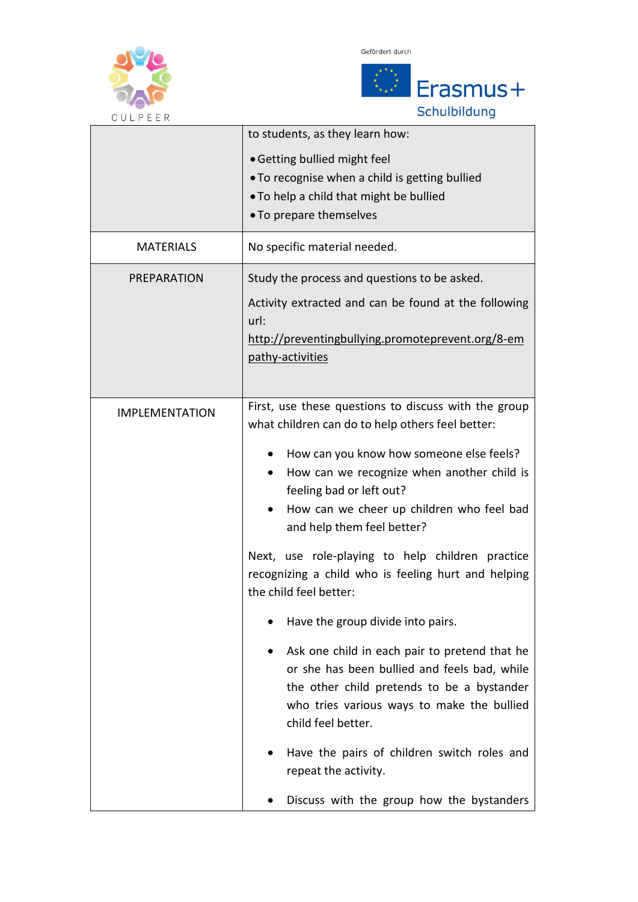| | |
|---|---|
| | to students, as they learn how:<br><br>• Getting bullied might feel<br>• To recognise when a child is getting bullied<br>• To help a child that might be bullied<br>• To prepare themselves |
| MATERIALS | No specific material needed. |
| PREPARATION | Study the process and questions to be asked.<br><br>Activity extracted and can be found at the following url: http://preventingbullying.promoteprevent.org/8-empathy-activities |
| IMPLEMENTATION | First, use these questions to discuss with the group what children can do to help others feel better:<br><br>• How can you know how someone else feels?<br>• How can we recognize when another child is feeling bad or left out?<br>• How can we cheer up children who feel bad and help them feel better?<br><br>Next, use role-playing to help children practice recognizing a child who is feeling hurt and helping the child feel better:<br><br>• Have the group divide into pairs.<br><br>• Ask one child in each pair to pretend that he or she has been bullied and feels bad, while the other child pretends to be a bystander who tries various ways to make the bullied child feel better.<br><br>• Have the pairs of children switch roles and repeat the activity.<br><br>• Discuss with the group how the bystanders |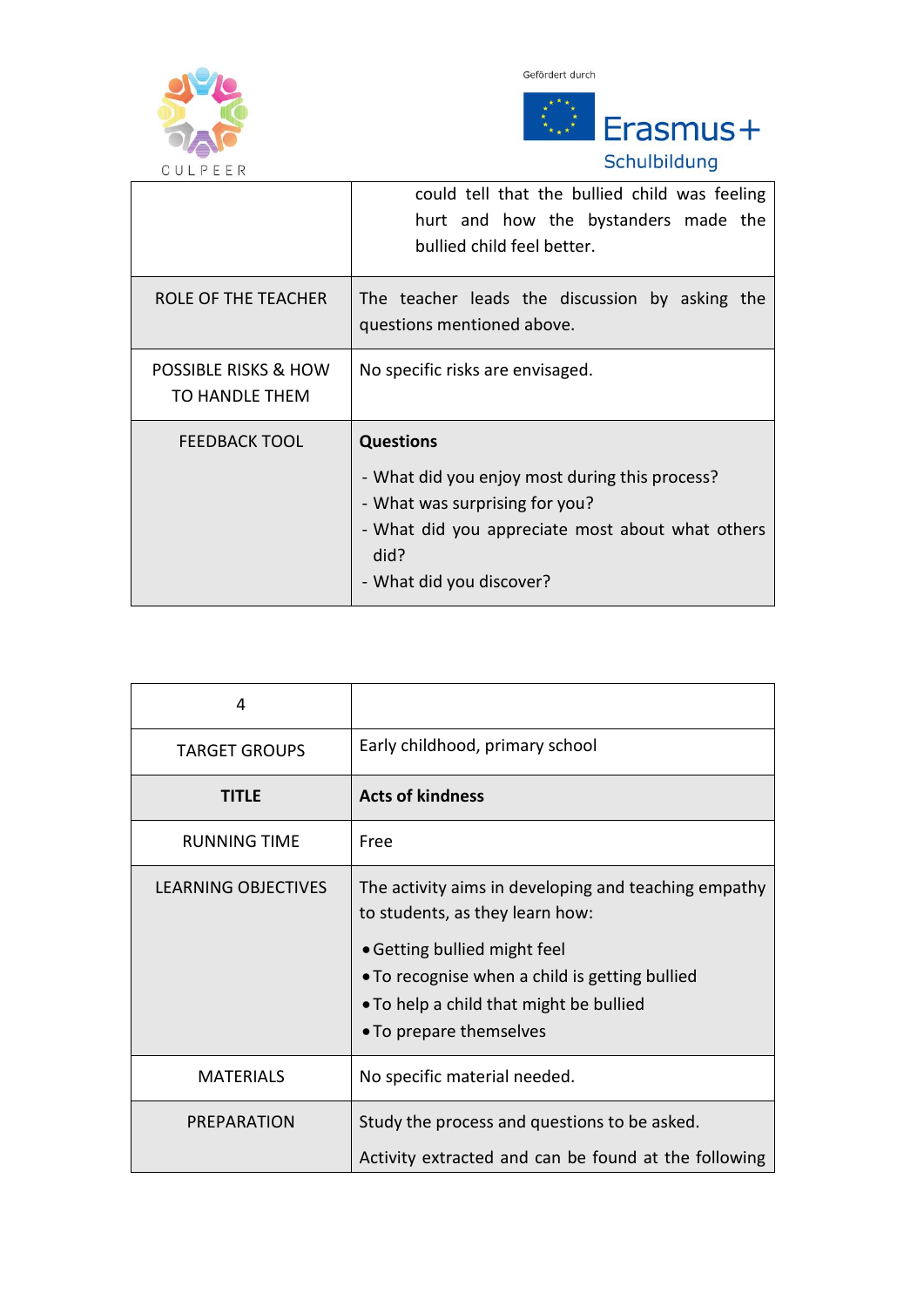| | |
|---|---|
| | could tell that the bullied child was feeling hurt and how the bystanders made the bullied child feel better. |
| ROLE OF THE TEACHER | The teacher leads the discussion by asking the questions mentioned above. |
| POSSIBLE RISKS & HOW TO HANDLE THEM | No specific risks are envisaged. |
| FEEDBACK TOOL | **Questions**<br>- What did you enjoy most during this process?<br>- What was surprising for you?<br>- What did you appreciate most about what others did?<br>- What did you discover? |

| 4 | |
|---|---|
| TARGET GROUPS | Early childhood, primary school |
| **TITLE** | **Acts of kindness** |
| RUNNING TIME | Free |
| LEARNING OBJECTIVES | The activity aims in developing and teaching empathy to students, as they learn how:<br>• Getting bullied might feel<br>• To recognise when a child is getting bullied<br>• To help a child that might be bullied<br>• To prepare themselves |
| MATERIALS | No specific material needed. |
| PREPARATION | Study the process and questions to be asked.<br>Activity extracted and can be found at the following |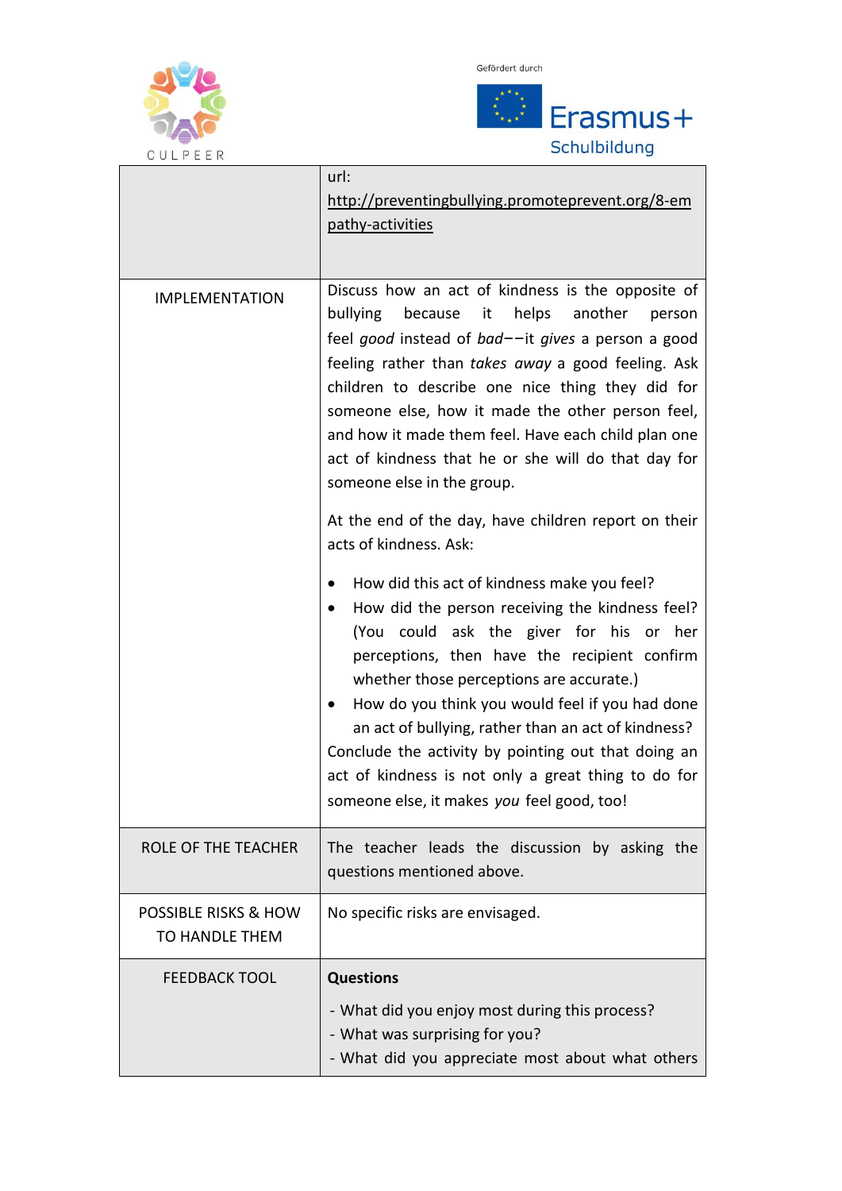| | |
|---|---|
| | url: [http://preventingbullying.promoteprevent.org/8-empathy-activities](http://preventingbullying.promoteprevent.org/8-empathy-activities) |
| IMPLEMENTATION | Discuss how an act of kindness is the opposite of bullying because it helps another person feel *good* instead of *bad*––it *gives* a person a good feeling rather than *takes away* a good feeling. Ask children to describe one nice thing they did for someone else, how it made the other person feel, and how it made them feel. Have each child plan one act of kindness that he or she will do that day for someone else in the group.<br><br>At the end of the day, have children report on their acts of kindness. Ask:<br><br>• How did this act of kindness make you feel?<br>• How did the person receiving the kindness feel? (You could ask the giver for his or her perceptions, then have the recipient confirm whether those perceptions are accurate.)<br>• How do you think you would feel if you had done an act of bullying, rather than an act of kindness?<br><br>Conclude the activity by pointing out that doing an act of kindness is not only a great thing to do for someone else, it makes *you* feel good, too! |
| ROLE OF THE TEACHER | The teacher leads the discussion by asking the questions mentioned above. |
| POSSIBLE RISKS & HOW TO HANDLE THEM | No specific risks are envisaged. |
| FEEDBACK TOOL | **Questions**<br><br>- What did you enjoy most during this process?<br>- What was surprising for you?<br>- What did you appreciate most about what others |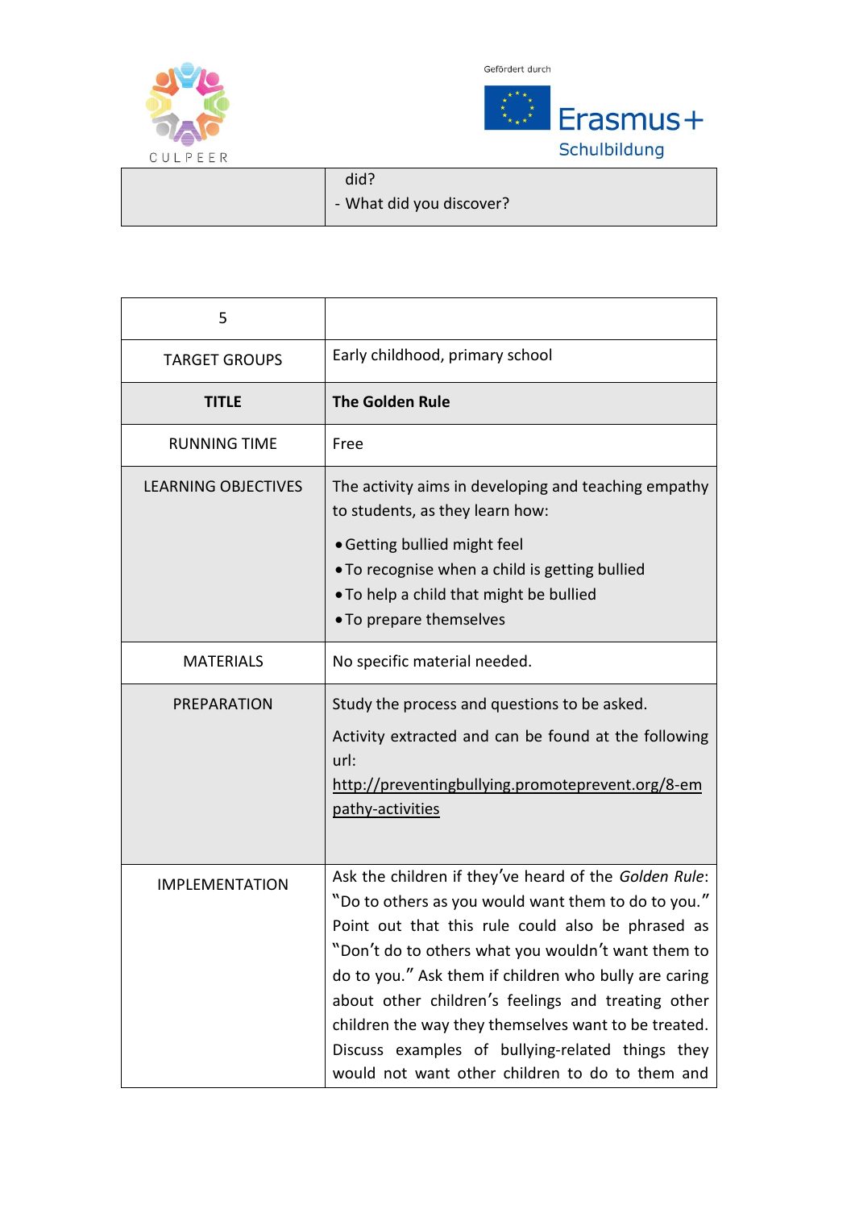| | |
|---|---|
| | did?<br>- What did you discover? |

| 5 | |
|---|---|
| TARGET GROUPS | Early childhood, primary school |
| **TITLE** | **The Golden Rule** |
| RUNNING TIME | Free |
| LEARNING OBJECTIVES | The activity aims in developing and teaching empathy to students, as they learn how:<br>• Getting bullied might feel<br>• To recognise when a child is getting bullied<br>• To help a child that might be bullied<br>• To prepare themselves |
| MATERIALS | No specific material needed. |
| PREPARATION | Study the process and questions to be asked.<br>Activity extracted and can be found at the following url: http://preventingbullying.promoteprevent.org/8-empathy-activities |
| IMPLEMENTATION | Ask the children if they've heard of the *Golden Rule*: "Do to others as you would want them to do to you." Point out that this rule could also be phrased as "Don't do to others what you wouldn't want them to do to you." Ask them if children who bully are caring about other children's feelings and treating other children the way they themselves want to be treated. Discuss examples of bullying-related things they would not want other children to do to them and |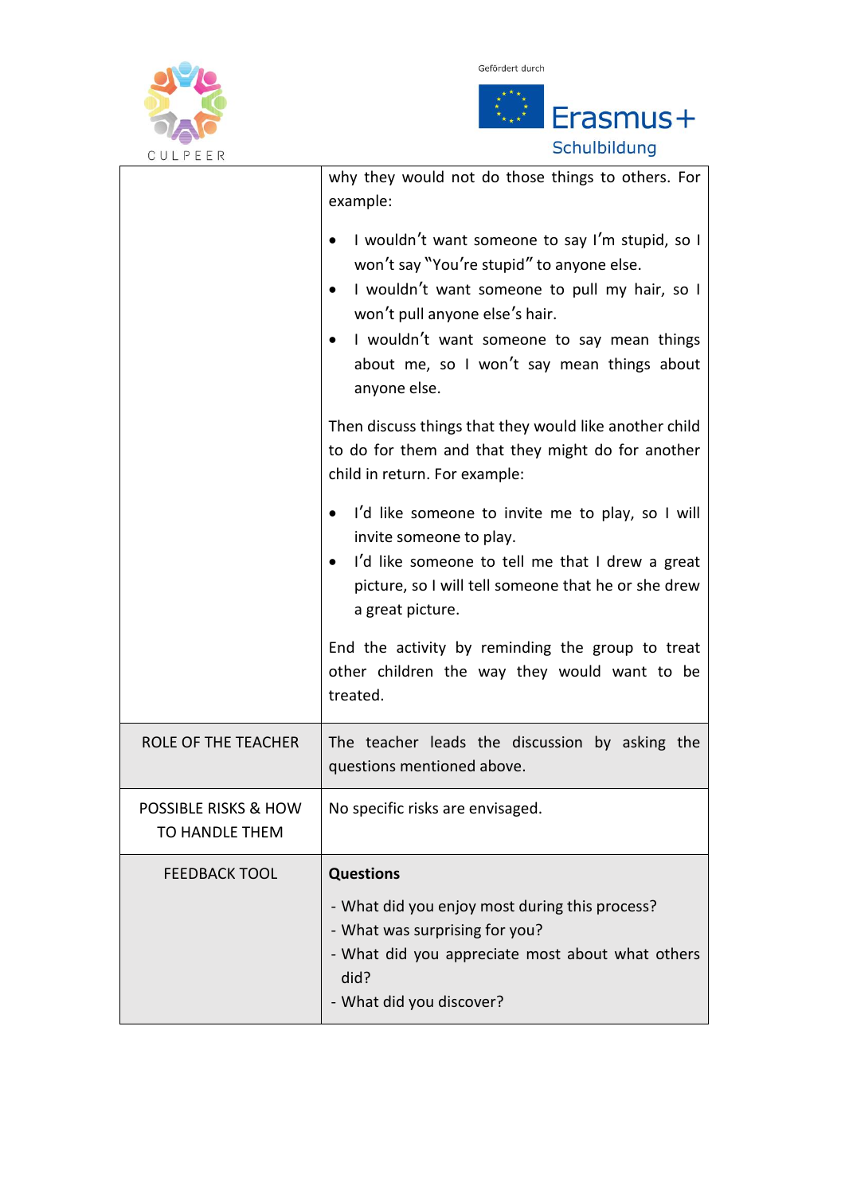| | |
|---|---|
| | why they would not do those things to others. For example:<br><br>• I wouldn't want someone to say I'm stupid, so I won't say "You're stupid" to anyone else.<br>• I wouldn't want someone to pull my hair, so I won't pull anyone else's hair.<br>• I wouldn't want someone to say mean things about me, so I won't say mean things about anyone else.<br><br>Then discuss things that they would like another child to do for them and that they might do for another child in return. For example:<br><br>• I'd like someone to invite me to play, so I will invite someone to play.<br>• I'd like someone to tell me that I drew a great picture, so I will tell someone that he or she drew a great picture.<br><br>End the activity by reminding the group to treat other children the way they would want to be treated. |
| ROLE OF THE TEACHER | The teacher leads the discussion by asking the questions mentioned above. |
| POSSIBLE RISKS & HOW TO HANDLE THEM | No specific risks are envisaged. |
| FEEDBACK TOOL | **Questions**<br><br>- What did you enjoy most during this process?<br>- What was surprising for you?<br>- What did you appreciate most about what others did?<br>- What did you discover? |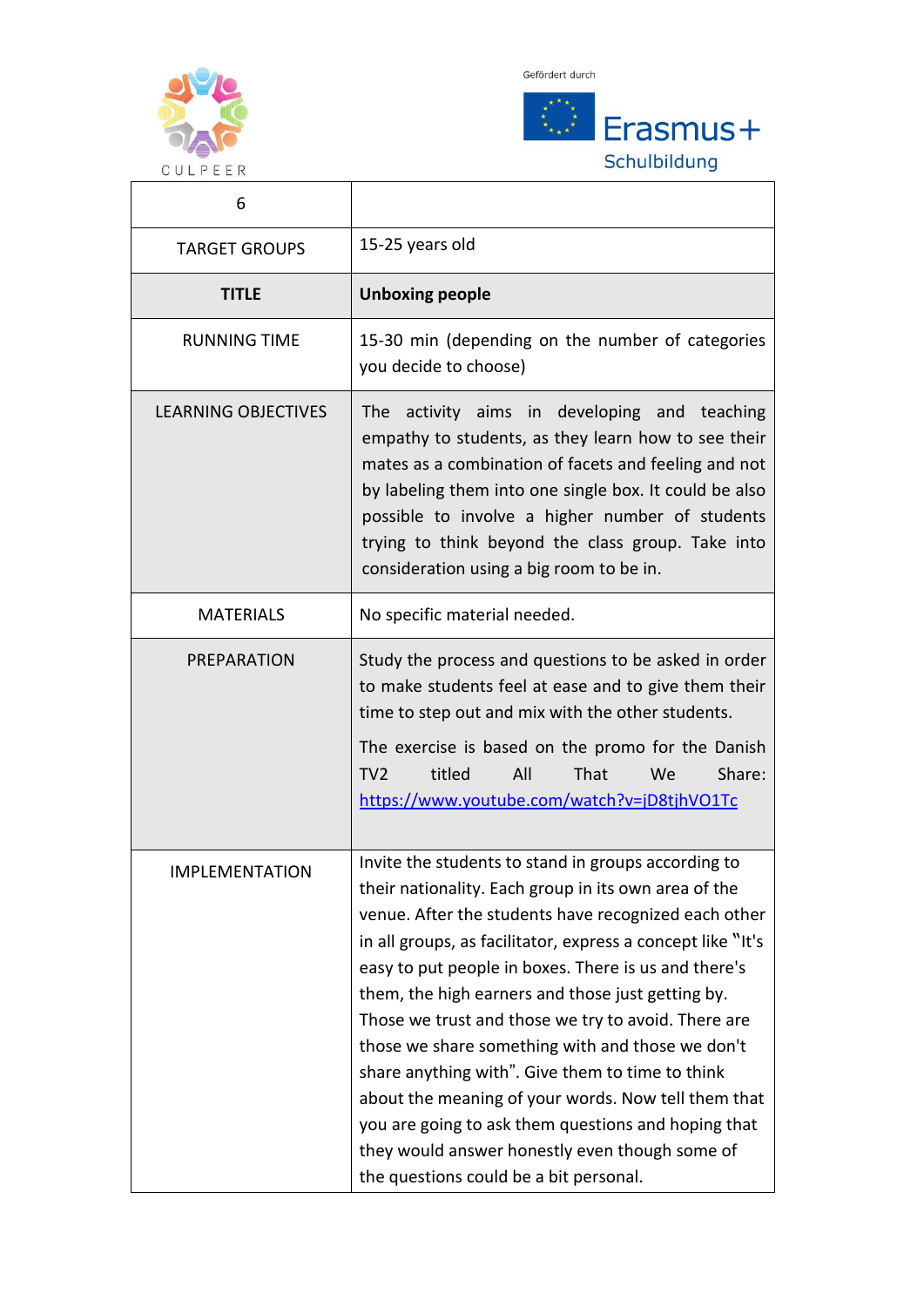CULPEER

Gefördert durch Erasmus+ Schulbildung

| 6 | |
|---|---|
| TARGET GROUPS | 15-25 years old |
| **TITLE** | **Unboxing people** |
| RUNNING TIME | 15-30 min (depending on the number of categories you decide to choose) |
| LEARNING OBJECTIVES | The activity aims in developing and teaching empathy to students, as they learn how to see their mates as a combination of facets and feeling and not by labeling them into one single box. It could be also possible to involve a higher number of students trying to think beyond the class group. Take into consideration using a big room to be in. |
| MATERIALS | No specific material needed. |
| PREPARATION | Study the process and questions to be asked in order to make students feel at ease and to give them their time to step out and mix with the other students. The exercise is based on the promo for the Danish TV2 titled All That We Share: https://www.youtube.com/watch?v=jD8tjhVO1Tc |
| IMPLEMENTATION | Invite the students to stand in groups according to their nationality. Each group in its own area of the venue. After the students have recognized each other in all groups, as facilitator, express a concept like "It's easy to put people in boxes. There is us and there's them, the high earners and those just getting by. Those we trust and those we try to avoid. There are those we share something with and those we don't share anything with". Give them to time to think about the meaning of your words. Now tell them that you are going to ask them questions and hoping that they would answer honestly even though some of the questions could be a bit personal. |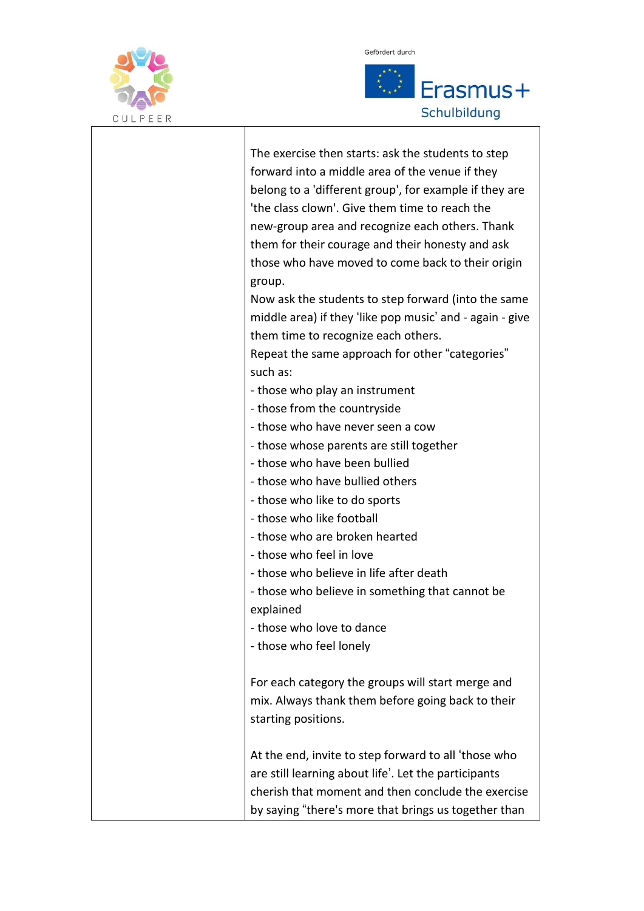| | |
|---|---|
| | The exercise then starts: ask the students to step forward into a middle area of the venue if they belong to a 'different group', for example if they are 'the class clown'. Give them time to reach the new-group area and recognize each others. Thank them for their courage and their honesty and ask those who have moved to come back to their origin group.<br>Now ask the students to step forward (into the same middle area) if they 'like pop music' and - again - give them time to recognize each others.<br>Repeat the same approach for other "categories" such as:<br>- those who play an instrument<br>- those from the countryside<br>- those who have never seen a cow<br>- those whose parents are still together<br>- those who have been bullied<br>- those who have bullied others<br>- those who like to do sports<br>- those who like football<br>- those who are broken hearted<br>- those who feel in love<br>- those who believe in life after death<br>- those who believe in something that cannot be explained<br>- those who love to dance<br>- those who feel lonely<br><br>For each category the groups will start merge and mix. Always thank them before going back to their starting positions.<br><br>At the end, invite to step forward to all 'those who are still learning about life'. Let the participants cherish that moment and then conclude the exercise by saying "there's more that brings us together than |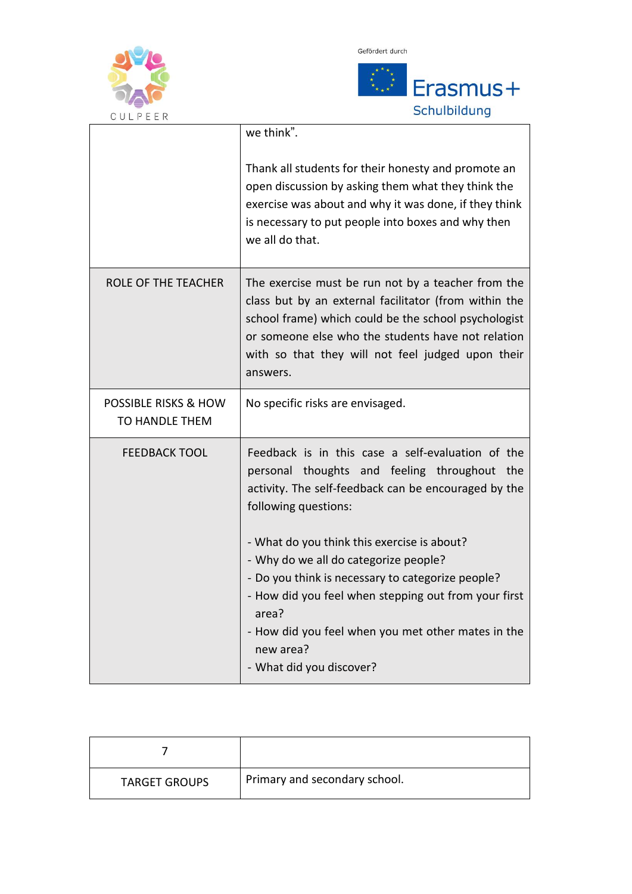| | |
|---|---|
| | we think".<br><br>Thank all students for their honesty and promote an open discussion by asking them what they think the exercise was about and why it was done, if they think is necessary to put people into boxes and why then we all do that. |
| ROLE OF THE TEACHER | The exercise must be run not by a teacher from the class but by an external facilitator (from within the school frame) which could be the school psychologist or someone else who the students have not relation with so that they will not feel judged upon their answers. |
| POSSIBLE RISKS & HOW TO HANDLE THEM | No specific risks are envisaged. |
| FEEDBACK TOOL | Feedback is in this case a self-evaluation of the personal thoughts and feeling throughout the activity. The self-feedback can be encouraged by the following questions:<br><br>- What do you think this exercise is about?<br>- Why do we all do categorize people?<br>- Do you think is necessary to categorize people?<br>- How did you feel when stepping out from your first area?<br>- How did you feel when you met other mates in the new area?<br>- What did you discover? |

| 7 | |
|---|---|
| TARGET GROUPS | Primary and secondary school. |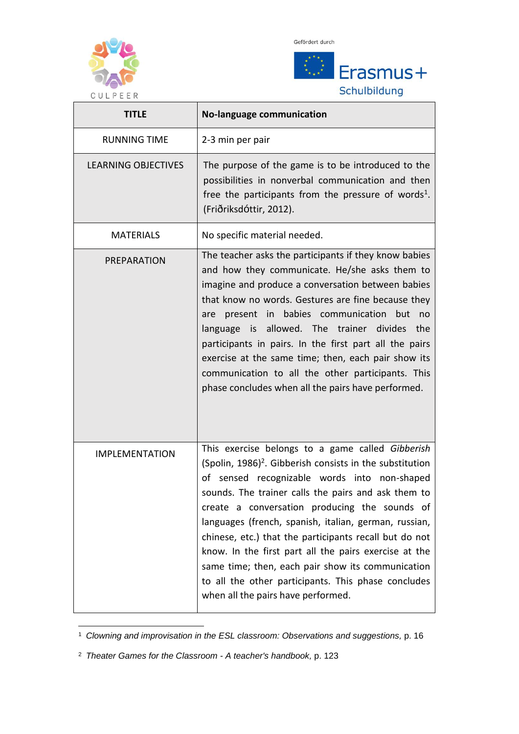| TITLE | No-language communication |
|---|---|
| RUNNING TIME | 2-3 min per pair |
| LEARNING OBJECTIVES | The purpose of the game is to be introduced to the possibilities in nonverbal communication and then free the participants from the pressure of words[1]. (Friðriksdóttir, 2012). |
| MATERIALS | No specific material needed. |
| PREPARATION | The teacher asks the participants if they know babies and how they communicate. He/she asks them to imagine and produce a conversation between babies that know no words. Gestures are fine because they are present in babies communication but no language is allowed. The trainer divides the participants in pairs. In the first part all the pairs exercise at the same time; then, each pair show its communication to all the other participants. This phase concludes when all the pairs have performed. |
| IMPLEMENTATION | This exercise belongs to a game called *Gibberish* (Spolin, 1986)[2]. Gibberish consists in the substitution of sensed recognizable words into non-shaped sounds. The trainer calls the pairs and ask them to create a conversation producing the sounds of languages (french, spanish, italian, german, russian, chinese, etc.) that the participants recall but do not know. In the first part all the pairs exercise at the same time; then, each pair show its communication to all the other participants. This phase concludes when all the pairs have performed. |

[1] *Clowning and improvisation in the ESL classroom: Observations and suggestions,* p. 16

[2] *Theater Games for the Classroom - A teacher's handbook,* p. 123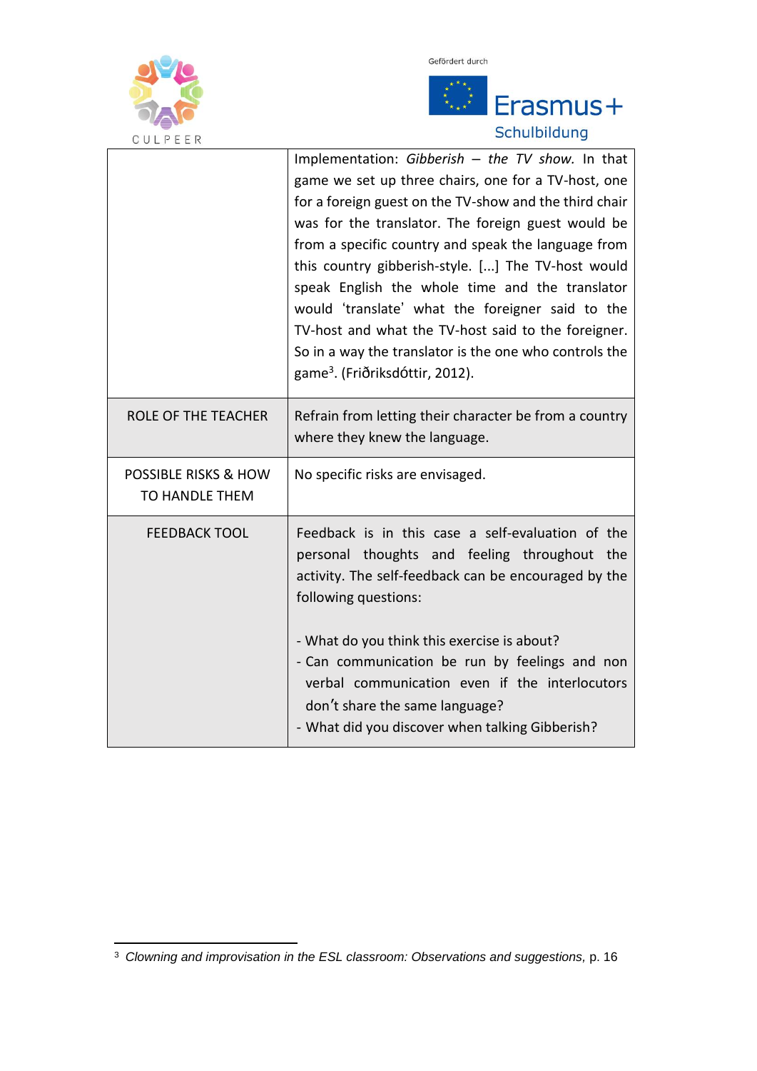| | |
|---|---|
| | Implementation: *Gibberish – the TV show.* In that game we set up three chairs, one for a TV-host, one for a foreign guest on the TV-show and the third chair was for the translator. The foreign guest would be from a specific country and speak the language from this country gibberish-style. [...] The TV-host would speak English the whole time and the translator would 'translate' what the foreigner said to the TV-host and what the TV-host said to the foreigner. So in a way the translator is the one who controls the game[3]. (Friðriksdóttir, 2012). |
| ROLE OF THE TEACHER | Refrain from letting their character be from a country where they knew the language. |
| POSSIBLE RISKS & HOW TO HANDLE THEM | No specific risks are envisaged. |
| FEEDBACK TOOL | Feedback is in this case a self-evaluation of the personal thoughts and feeling throughout the activity. The self-feedback can be encouraged by the following questions:<br><br>- What do you think this exercise is about?<br>- Can communication be run by feelings and non verbal communication even if the interlocutors don't share the same language?<br>- What did you discover when talking Gibberish? |

[3] *Clowning and improvisation in the ESL classroom: Observations and suggestions,* p. 16